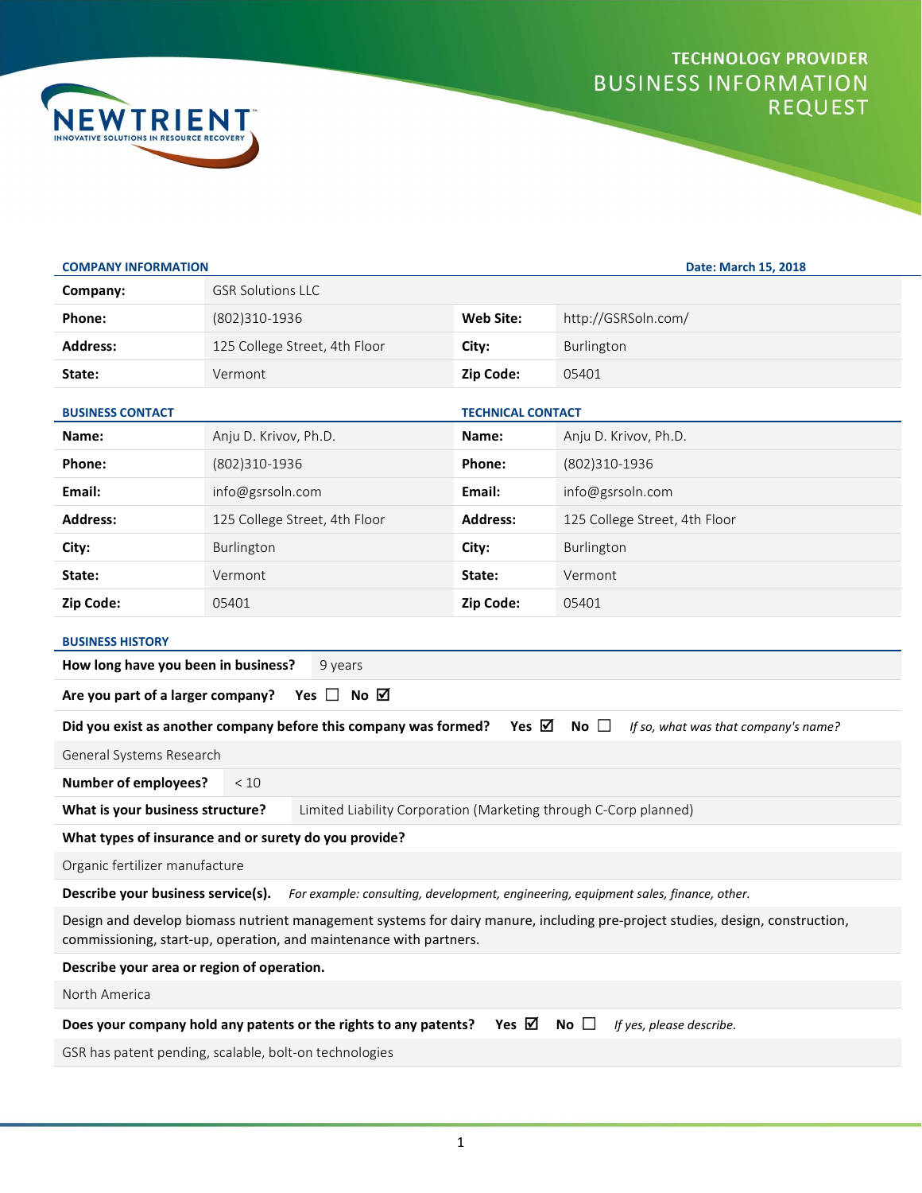# NEWTRIENT

INNOVATIVE SOLUTIONS IN RESOURCE RECOVERY

## TECHNOLOGY PROVIDER BUSINESS INFORMATION REQUEST

### COMPANY INFORMATION

**Date: March 15, 2018**

| | | | |
|---|---|---|---|
| **Company:** | GSR Solutions LLC | | |
| **Phone:** | (802)310-1936 | **Web Site:** | http://GSRSoln.com/ |
| **Address:** | 125 College Street, 4th Floor | **City:** | Burlington |
| **State:** | Vermont | **Zip Code:** | 05401 |

### BUSINESS CONTACT / TECHNICAL CONTACT

| BUSINESS CONTACT | | TECHNICAL CONTACT | |
|---|---|---|---|
| **Name:** | Anju D. Krivov, Ph.D. | **Name:** | Anju D. Krivov, Ph.D. |
| **Phone:** | (802)310-1936 | **Phone:** | (802)310-1936 |
| **Email:** | info@gsrsoln.com | **Email:** | info@gsrsoln.com |
| **Address:** | 125 College Street, 4th Floor | **Address:** | 125 College Street, 4th Floor |
| **City:** | Burlington | **City:** | Burlington |
| **State:** | Vermont | **State:** | Vermont |
| **Zip Code:** | 05401 | **Zip Code:** | 05401 |

### BUSINESS HISTORY

**How long have you been in business?** 9 years

**Are you part of a larger company?** Yes ☐ No ☑

**Did you exist as another company before this company was formed?** Yes ☑ No ☐ *If so, what was that company's name?*

General Systems Research

**Number of employees?** < 10

**What is your business structure?** Limited Liability Corporation (Marketing through C-Corp planned)

**What types of insurance and or surety do you provide?**

Organic fertilizer manufacture

**Describe your business service(s).** *For example: consulting, development, engineering, equipment sales, finance, other.*

Design and develop biomass nutrient management systems for dairy manure, including pre-project studies, design, construction, commissioning, start-up, operation, and maintenance with partners.

**Describe your area or region of operation.**

North America

**Does your company hold any patents or the rights to any patents?** Yes ☑ No ☐ *If yes, please describe.*

GSR has patent pending, scalable, bolt-on technologies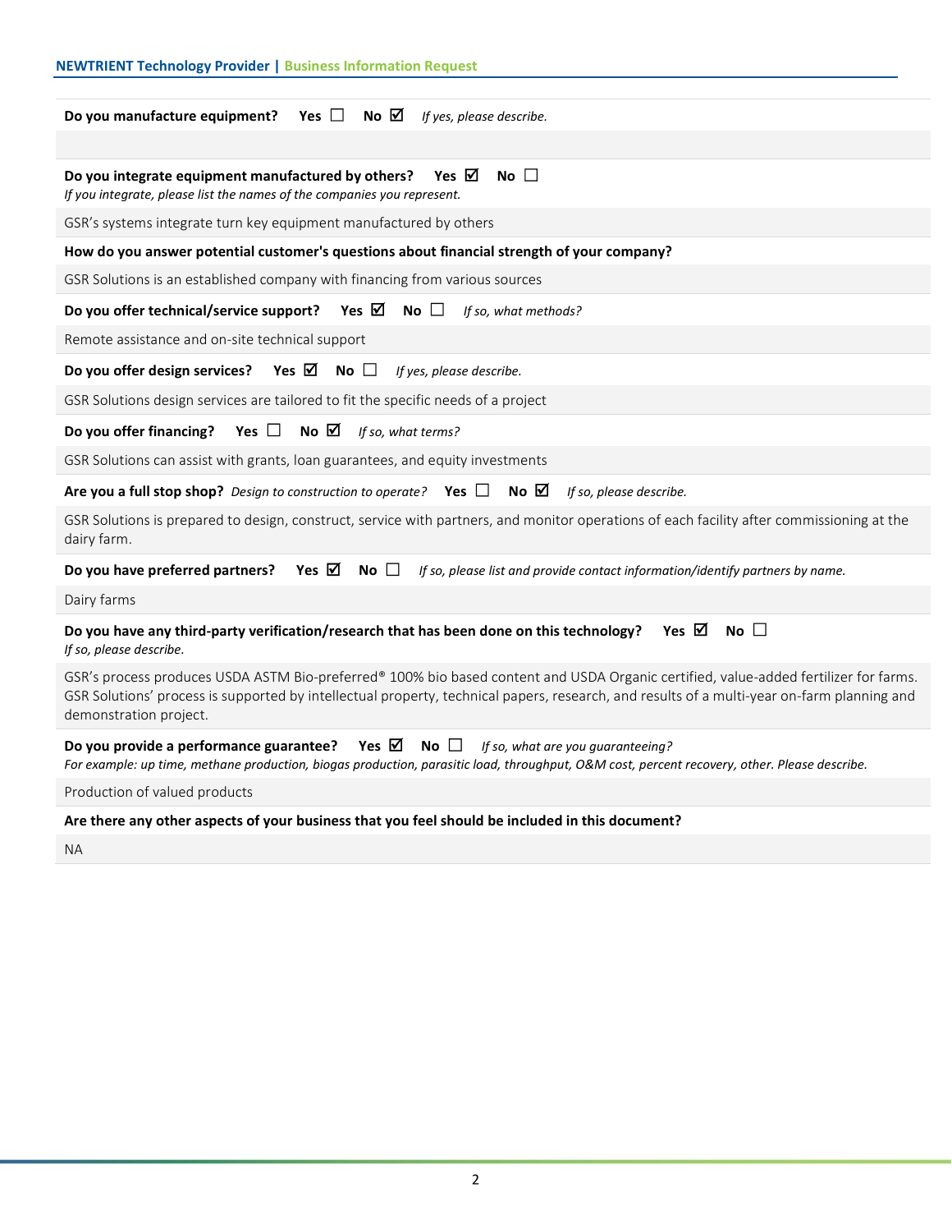**Do you manufacture equipment?** **Yes** ☐ **No** ☑ *If yes, please describe.*

**Do you integrate equipment manufactured by others?** **Yes** ☑ **No** ☐
*If you integrate, please list the names of the companies you represent.*

GSR's systems integrate turn key equipment manufactured by others

**How do you answer potential customer's questions about financial strength of your company?**

GSR Solutions is an established company with financing from various sources

**Do you offer technical/service support?** **Yes** ☑ **No** ☐ *If so, what methods?*

Remote assistance and on-site technical support

**Do you offer design services?** **Yes** ☑ **No** ☐ *If yes, please describe.*

GSR Solutions design services are tailored to fit the specific needs of a project

**Do you offer financing?** **Yes** ☐ **No** ☑ *If so, what terms?*

GSR Solutions can assist with grants, loan guarantees, and equity investments

**Are you a full stop shop?** *Design to construction to operate?* **Yes** ☐ **No** ☑ *If so, please describe.*

GSR Solutions is prepared to design, construct, service with partners, and monitor operations of each facility after commissioning at the dairy farm.

**Do you have preferred partners?** **Yes** ☑ **No** ☐ *If so, please list and provide contact information/identify partners by name.*

Dairy farms

**Do you have any third-party verification/research that has been done on this technology?** **Yes** ☑ **No** ☐
*If so, please describe.*

GSR's process produces USDA ASTM Bio-preferred® 100% bio based content and USDA Organic certified, value-added fertilizer for farms. GSR Solutions' process is supported by intellectual property, technical papers, research, and results of a multi-year on-farm planning and demonstration project.

**Do you provide a performance guarantee?** **Yes** ☑ **No** ☐ *If so, what are you guaranteeing?*
*For example: up time, methane production, biogas production, parasitic load, throughput, O&M cost, percent recovery, other. Please describe.*

Production of valued products

**Are there any other aspects of your business that you feel should be included in this document?**

NA